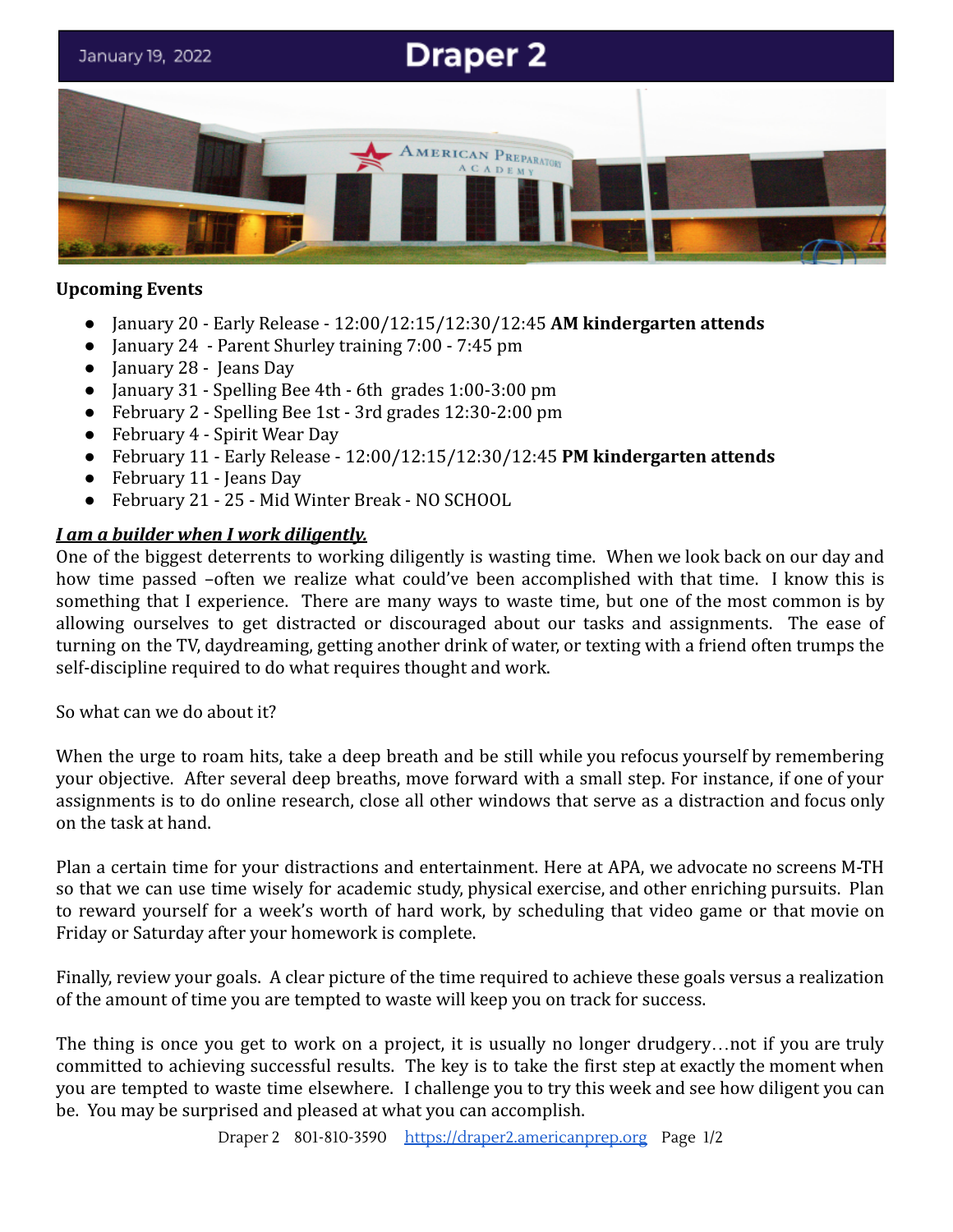January 19, 2022

# Draper 2

**Upcoming Events**

- January 20 - Early Release - 12:00/12:15/12:30/12:45 **AM kindergarten attends**
- January 24 - Parent Shurley training 7:00 - 7:45 pm
- January 28 - Jeans Day
- January 31 - Spelling Bee 4th - 6th grades 1:00-3:00 pm
- February 2 - Spelling Bee 1st - 3rd grades 12:30-2:00 pm
- February 4 - Spirit Wear Day
- February 11 - Early Release - 12:00/12:15/12:30/12:45 **PM kindergarten attends**
- February 11 - Jeans Day
- February 21 - 25 - Mid Winter Break - NO SCHOOL

***I am a builder when I work diligently.***

One of the biggest deterrents to working diligently is wasting time. When we look back on our day and how time passed –often we realize what could've been accomplished with that time. I know this is something that I experience. There are many ways to waste time, but one of the most common is by allowing ourselves to get distracted or discouraged about our tasks and assignments. The ease of turning on the TV, daydreaming, getting another drink of water, or texting with a friend often trumps the self-discipline required to do what requires thought and work.

So what can we do about it?

When the urge to roam hits, take a deep breath and be still while you refocus yourself by remembering your objective. After several deep breaths, move forward with a small step. For instance, if one of your assignments is to do online research, close all other windows that serve as a distraction and focus only on the task at hand.

Plan a certain time for your distractions and entertainment. Here at APA, we advocate no screens M-TH so that we can use time wisely for academic study, physical exercise, and other enriching pursuits. Plan to reward yourself for a week's worth of hard work, by scheduling that video game or that movie on Friday or Saturday after your homework is complete.

Finally, review your goals. A clear picture of the time required to achieve these goals versus a realization of the amount of time you are tempted to waste will keep you on track for success.

The thing is once you get to work on a project, it is usually no longer drudgery…not if you are truly committed to achieving successful results. The key is to take the first step at exactly the moment when you are tempted to waste time elsewhere. I challenge you to try this week and see how diligent you can be. You may be surprised and pleased at what you can accomplish.

Draper 2 801-810-3590 https://draper2.americanprep.org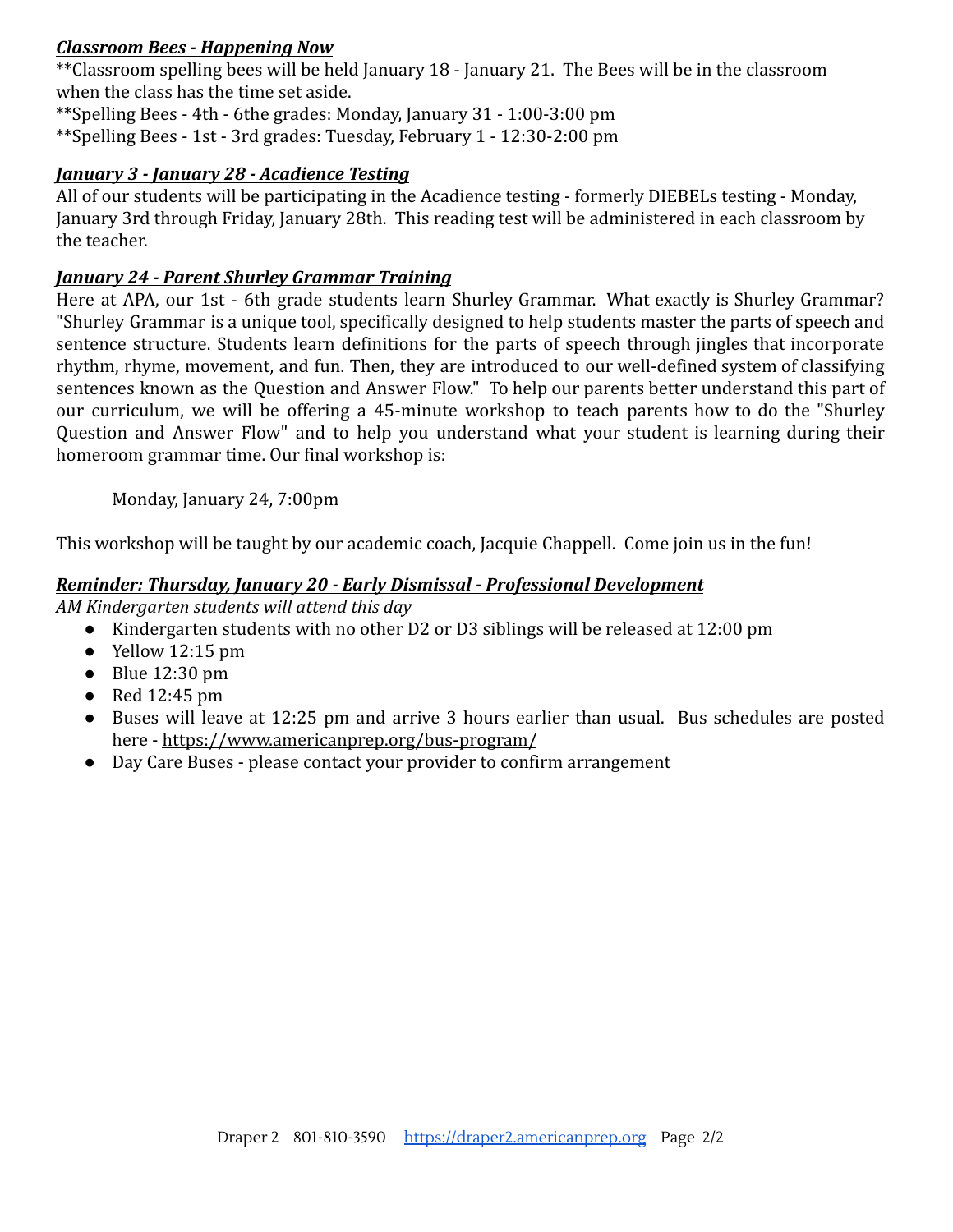***Classroom Bees - Happening Now***

**Classroom spelling bees will be held January 18 - January 21. The Bees will be in the classroom when the class has the time set aside.

**Spelling Bees - 4th - 6the grades: Monday, January 31 - 1:00-3:00 pm

**Spelling Bees - 1st - 3rd grades: Tuesday, February 1 - 12:30-2:00 pm

***January 3 - January 28 - Acadience Testing***

All of our students will be participating in the Acadience testing - formerly DIEBELs testing - Monday, January 3rd through Friday, January 28th. This reading test will be administered in each classroom by the teacher.

***January 24 - Parent Shurley Grammar Training***

Here at APA, our 1st - 6th grade students learn Shurley Grammar. What exactly is Shurley Grammar? "Shurley Grammar is a unique tool, specifically designed to help students master the parts of speech and sentence structure. Students learn definitions for the parts of speech through jingles that incorporate rhythm, rhyme, movement, and fun. Then, they are introduced to our well-defined system of classifying sentences known as the Question and Answer Flow." To help our parents better understand this part of our curriculum, we will be offering a 45-minute workshop to teach parents how to do the "Shurley Question and Answer Flow" and to help you understand what your student is learning during their homeroom grammar time. Our final workshop is:

Monday, January 24, 7:00pm

This workshop will be taught by our academic coach, Jacquie Chappell. Come join us in the fun!

***Reminder: Thursday, January 20 - Early Dismissal - Professional Development***

*AM Kindergarten students will attend this day*

- Kindergarten students with no other D2 or D3 siblings will be released at 12:00 pm
- Yellow 12:15 pm
- Blue 12:30 pm
- Red 12:45 pm
- Buses will leave at 12:25 pm and arrive 3 hours earlier than usual. Bus schedules are posted here - https://www.americanprep.org/bus-program/
- Day Care Buses - please contact your provider to confirm arrangement